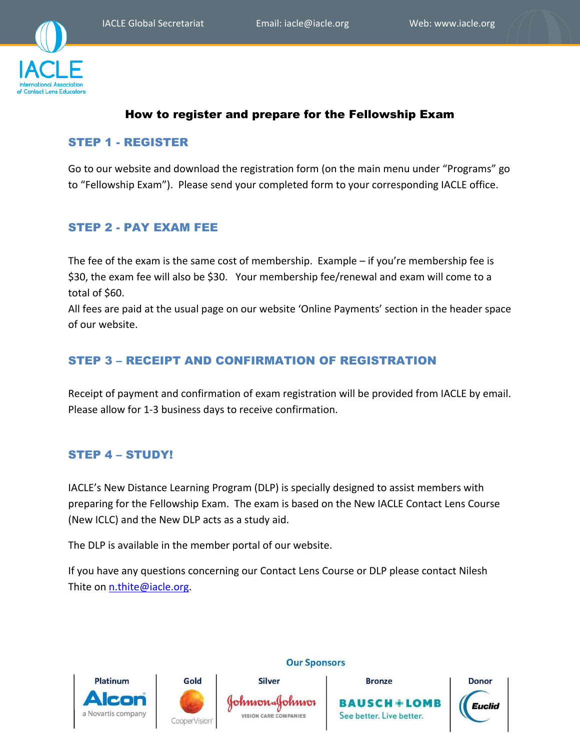IACLE Global Secretariat    Email: iacle@iacle.org    Web: www.iacle.org

# How to register and prepare for the Fellowship Exam

## STEP 1 - REGISTER

Go to our website and download the registration form (on the main menu under "Programs" go to "Fellowship Exam"). Please send your completed form to your corresponding IACLE office.

## STEP 2 - PAY EXAM FEE

The fee of the exam is the same cost of membership. Example – if you're membership fee is $30, the exam fee will also be $30. Your membership fee/renewal and exam will come to a total of $60.
All fees are paid at the usual page on our website 'Online Payments' section in the header space of our website.

## STEP 3 – RECEIPT AND CONFIRMATION OF REGISTRATION

Receipt of payment and confirmation of exam registration will be provided from IACLE by email. Please allow for 1-3 business days to receive confirmation.

## STEP 4 – STUDY!

IACLE's New Distance Learning Program (DLP) is specially designed to assist members with preparing for the Fellowship Exam. The exam is based on the New IACLE Contact Lens Course (New ICLC) and the New DLP acts as a study aid.

The DLP is available in the member portal of our website.

If you have any questions concerning our Contact Lens Course or DLP please contact Nilesh Thite on n.thite@iacle.org.

**Our Sponsors**

| Platinum | Gold | Silver | Bronze | Donor |
|---|---|---|---|---|
| Alcon a Novartis company | CooperVision | Johnson & Johnson Vision Care Companies | Bausch + Lomb See better. Live better. | Euclid |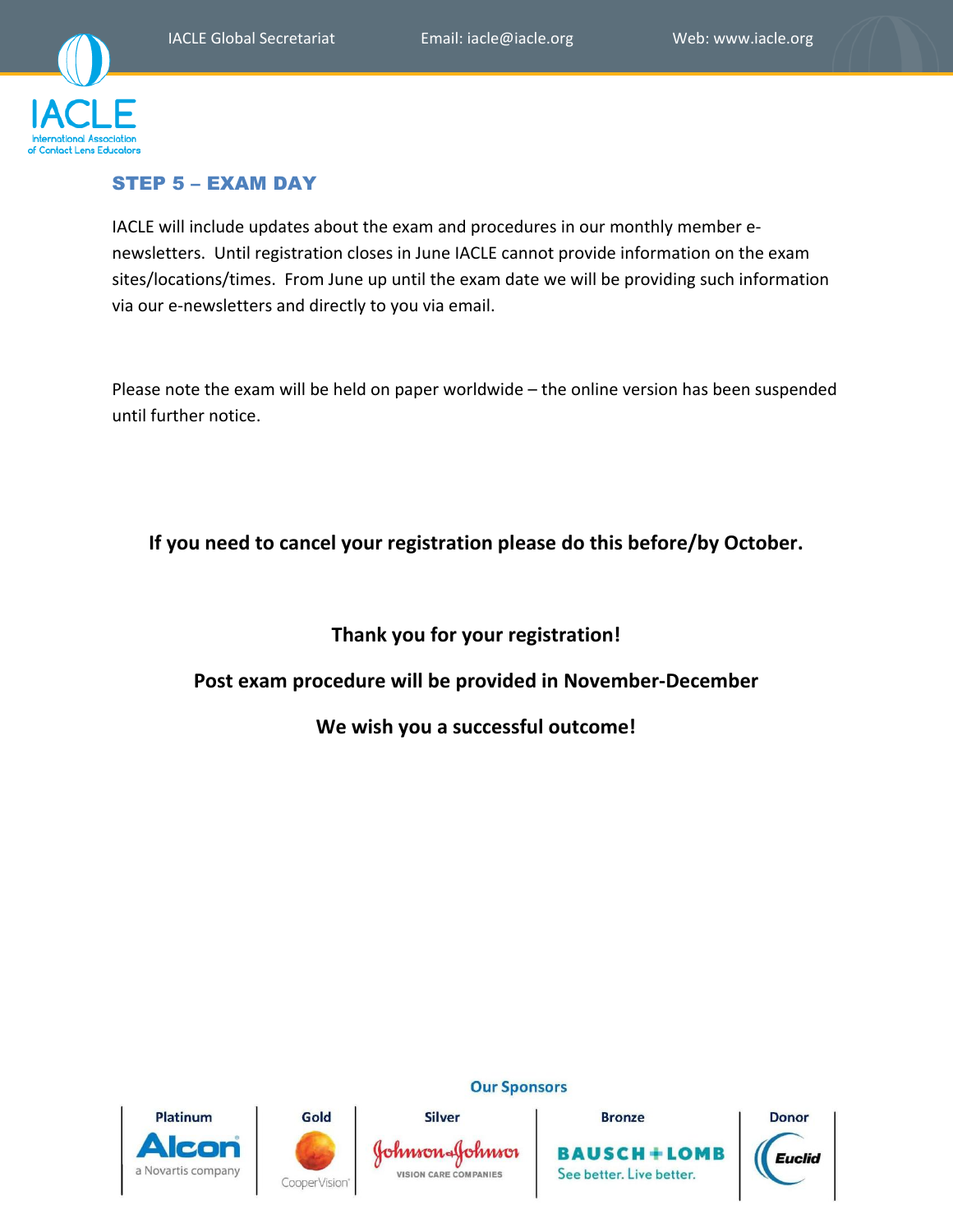## STEP 5 – EXAM DAY

IACLE will include updates about the exam and procedures in our monthly member e-newsletters. Until registration closes in June IACLE cannot provide information on the exam sites/locations/times. From June up until the exam date we will be providing such information via our e-newsletters and directly to you via email.

Please note the exam will be held on paper worldwide – the online version has been suspended until further notice.

**If you need to cancel your registration please do this before/by October.**

**Thank you for your registration!**

**Post exam procedure will be provided in November-December**

**We wish you a successful outcome!**

Our Sponsors

Platinum: Alcon a Novartis company | Gold: CooperVision | Silver: Johnson & Johnson Vision Care Companies | Bronze: Bausch + Lomb See better. Live better. | Donor: Euclid